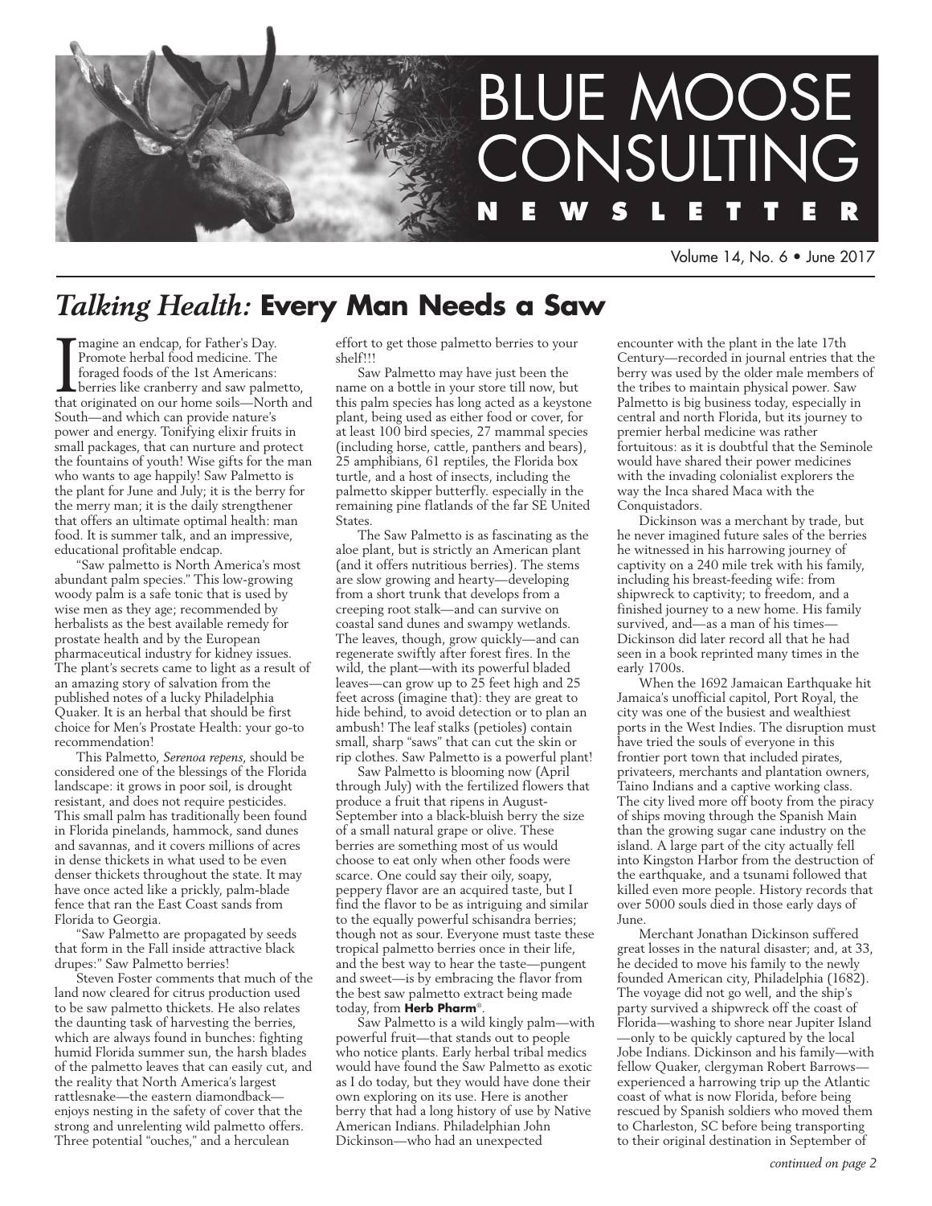# BLUE MOOSE CONSULTING

**NEWSLETTER**

Volume 14, No. 6 • June 2017

## *Talking Health:* **Every Man Needs a Saw**

Imagine an endcap, for Father's Day. Promote herbal food medicine. The foraged foods of the 1st Americans: berries like cranberry and saw palmetto, that originated on our home soils—North and South—and which can provide nature's power and energy. Tonifying elixir fruits in small packages, that can nurture and protect the fountains of youth! Wise gifts for the man who wants to age happily! Saw Palmetto is the plant for June and July; it is the berry for the merry man; it is the daily strengthener that offers an ultimate optimal health: man food. It is summer talk, and an impressive, educational profitable endcap.

"Saw palmetto is North America's most abundant palm species." This low-growing woody palm is a safe tonic that is used by wise men as they age; recommended by herbalists as the best available remedy for prostate health and by the European pharmaceutical industry for kidney issues. The plant's secrets came to light as a result of an amazing story of salvation from the published notes of a lucky Philadelphia Quaker. It is an herbal that should be first choice for Men's Prostate Health: your go-to recommendation!

This Palmetto, *Serenoa repens*, should be considered one of the blessings of the Florida landscape: it grows in poor soil, is drought resistant, and does not require pesticides. This small palm has traditionally been found in Florida pinelands, hammock, sand dunes and savannas, and it covers millions of acres in dense thickets in what used to be even denser thickets throughout the state. It may have once acted like a prickly, palm-blade fence that ran the East Coast sands from Florida to Georgia.

"Saw Palmetto are propagated by seeds that form in the Fall inside attractive black drupes:" Saw Palmetto berries!

Steven Foster comments that much of the land now cleared for citrus production used to be saw palmetto thickets. He also relates the daunting task of harvesting the berries, which are always found in bunches: fighting humid Florida summer sun, the harsh blades of the palmetto leaves that can easily cut, and the reality that North America's largest rattlesnake—the eastern diamondback—enjoys nesting in the safety of cover that the strong and unrelenting wild palmetto offers. Three potential "ouches," and a herculean effort to get those palmetto berries to your shelf!!!

Saw Palmetto may have just been the name on a bottle in your store till now, but this palm species has long acted as a keystone plant, being used as either food or cover, for at least 100 bird species, 27 mammal species (including horse, cattle, panthers and bears), 25 amphibians, 61 reptiles, the Florida box turtle, and a host of insects, including the palmetto skipper butterfly. especially in the remaining pine flatlands of the far SE United States.

The Saw Palmetto is as fascinating as the aloe plant, but is strictly an American plant (and it offers nutritious berries). The stems are slow growing and hearty—developing from a short trunk that develops from a creeping root stalk—and can survive on coastal sand dunes and swampy wetlands. The leaves, though, grow quickly—and can regenerate swiftly after forest fires. In the wild, the plant—with its powerful bladed leaves—can grow up to 25 feet high and 25 feet across (imagine that): they are great to hide behind, to avoid detection or to plan an ambush! The leaf stalks (petioles) contain small, sharp "saws" that can cut the skin or rip clothes. Saw Palmetto is a powerful plant!

Saw Palmetto is blooming now (April through July) with the fertilized flowers that produce a fruit that ripens in August-September into a black-bluish berry the size of a small natural grape or olive. These berries are something most of us would choose to eat only when other foods were scarce. One could say their oily, soapy, peppery flavor are an acquired taste, but I find the flavor to be as intriguing and similar to the equally powerful schisandra berries; though not as sour. Everyone must taste these tropical palmetto berries once in their life, and the best way to hear the taste—pungent and sweet—is by embracing the flavor from the best saw palmetto extract being made today, from **Herb Pharm**®.

Saw Palmetto is a wild kingly palm—with powerful fruit—that stands out to people who notice plants. Early herbal tribal medics would have found the Saw Palmetto as exotic as I do today, but they would have done their own exploring on its use. Here is another berry that had a long history of use by Native American Indians. Philadelphian John Dickinson—who had an unexpected encounter with the plant in the late 17th Century—recorded in journal entries that the berry was used by the older male members of the tribes to maintain physical power. Saw Palmetto is big business today, especially in central and north Florida, but its journey to premier herbal medicine was rather fortuitous: as it is doubtful that the Seminole would have shared their power medicines with the invading colonialist explorers the way the Inca shared Maca with the Conquistadors.

Dickinson was a merchant by trade, but he never imagined future sales of the berries he witnessed in his harrowing journey of captivity on a 240 mile trek with his family, including his breast-feeding wife: from shipwreck to captivity; to freedom, and a finished journey to a new home. His family survived, and—as a man of his times—Dickinson did later record all that he had seen in a book reprinted many times in the early 1700s.

When the 1692 Jamaican Earthquake hit Jamaica's unofficial capitol, Port Royal, the city was one of the busiest and wealthiest ports in the West Indies. The disruption must have tried the souls of everyone in this frontier port town that included pirates, privateers, merchants and plantation owners, Taino Indians and a captive working class. The city lived more off booty from the piracy of ships moving through the Spanish Main than the growing sugar cane industry on the island. A large part of the city actually fell into Kingston Harbor from the destruction of the earthquake, and a tsunami followed that killed even more people. History records that over 5000 souls died in those early days of June.

Merchant Jonathan Dickinson suffered great losses in the natural disaster; and, at 33, he decided to move his family to the newly founded American city, Philadelphia (1682). The voyage did not go well, and the ship's party survived a shipwreck off the coast of Florida—washing to shore near Jupiter Island—only to be quickly captured by the local Jobe Indians. Dickinson and his family—with fellow Quaker, clergyman Robert Barrows—experienced a harrowing trip up the Atlantic coast of what is now Florida, before being rescued by Spanish soldiers who moved them to Charleston, SC before being transporting to their original destination in September of

*continued on page 2*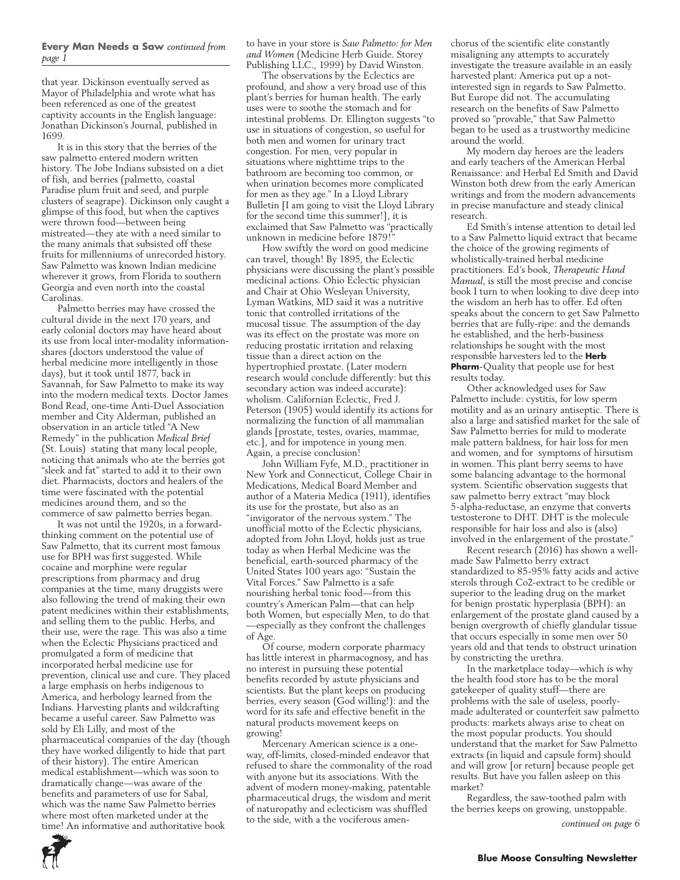**Every Man Needs a Saw** *continued from page 1*

that year. Dickinson eventually served as Mayor of Philadelphia and wrote what has been referenced as one of the greatest captivity accounts in the English language: Jonathan Dickinson's Journal, published in 1699.

It is in this story that the berries of the saw palmetto entered modern written history. The Jobe Indians subsisted on a diet of fish, and berries (palmetto, coastal Paradise plum fruit and seed, and purple clusters of seagrape). Dickinson only caught a glimpse of this food, but when the captives were thrown food—between being mistreated—they ate with a need similar to the many animals that subsisted off these fruits for millenniums of unrecorded history. Saw Palmetto was known Indian medicine wherever it grows, from Florida to southern Georgia and even north into the coastal Carolinas.

Palmetto berries may have crossed the cultural divide in the next 170 years, and early colonial doctors may have heard about its use from local inter-modality information-shares (doctors understood the value of herbal medicine more intelligently in those days), but it took until 1877, back in Savannah, for Saw Palmetto to make its way into the modern medical texts. Doctor James Bond Read, one-time Anti-Duel Association member and City Alderman, published an observation in an article titled "A New Remedy" in the publication *Medical Brief* (St. Louis) stating that many local people, noticing that animals who ate the berries got "sleek and fat" started to add it to their own diet. Pharmacists, doctors and healers of the time were fascinated with the potential medicines around them, and so the commerce of saw palmetto berries began.

It was not until the 1920s, in a forward-thinking comment on the potential use of Saw Palmetto, that its current most famous use for BPH was first suggested. While cocaine and morphine were regular prescriptions from pharmacy and drug companies at the time, many druggists were also following the trend of making their own patent medicines within their establishments, and selling them to the public. Herbs, and their use, were the rage. This was also a time when the Eclectic Physicians practiced and promulgated a form of medicine that incorporated herbal medicine use for prevention, clinical use and cure. They placed a large emphasis on herbs indigenous to America, and herbology learned from the Indians. Harvesting plants and wildcrafting became a useful career. Saw Palmetto was sold by Eli Lilly, and most of the pharmaceutical companies of the day (though they have worked diligently to hide that part of their history). The entire American medical establishment—which was soon to dramatically change—was aware of the benefits and parameters of use for Sabal, which was the name Saw Palmetto berries where most often marketed under at the time! An informative and authoritative book to have in your store is *Saw Palmetto: for Men and Women* (Medicine Herb Guide. Storey Publishing LLC., 1999) by David Winston.

The observations by the Eclectics are profound, and show a very broad use of this plant's berries for human health. The early uses were to soothe the stomach and for intestinal problems. Dr. Ellington suggests "to use in situations of congestion, so useful for both men and women for urinary tract congestion. For men, very popular in situations where nighttime trips to the bathroom are becoming too common, or when urination becomes more complicated for men as they age." In a Lloyd Library Bulletin [I am going to visit the Lloyd Library for the second time this summer!], it is exclaimed that Saw Palmetto was "practically unknown in medicine before 1879!"

How swiftly the word on good medicine can travel, though! By 1895, the Eclectic physicians were discussing the plant's possible medicinal actions. Ohio Eclectic physician and Chair at Ohio Wesleyan University, Lyman Watkins, MD said it was a nutritive tonic that controlled irritations of the mucosal tissue. The assumption of the day was its effect on the prostate was more on reducing prostatic irritation and relaxing tissue than a direct action on the hypertrophied prostate. (Later modern research would conclude differently: but this secondary action was indeed accurate): wholism. Californian Eclectic, Fred J. Peterson (1905) would identify its actions for normalizing the function of all mammalian glands [prostate, testes, ovaries, mammae, etc.], and for impotence in young men. Again, a precise conclusion!

John William Fyfe, M.D., practitioner in New York and Connecticut, College Chair in Medications, Medical Board Member and author of a Materia Medica (1911), identifies its use for the prostate, but also as an "invigorator of the nervous system." The unofficial motto of the Eclectic physicians, adopted from John Lloyd, holds just as true today as when Herbal Medicine was the beneficial, earth-sourced pharmacy of the United States 100 years ago: "Sustain the Vital Forces." Saw Palmetto is a safe nourishing herbal tonic food—from this country's American Palm—that can help both Women, but especially Men, to do that —especially as they confront the challenges of Age.

Of course, modern corporate pharmacy has little interest in pharmacognosy, and has no interest in pursuing these potential benefits recorded by astute physicians and scientists. But the plant keeps on producing berries, every season (God willing!): and the word for its safe and effective benefit in the natural products movement keeps on growing!

Mercenary American science is a one-way, off-limits, closed-minded endeavor that refused to share the commonality of the road with anyone but its associations. With the advent of modern money-making, patentable pharmaceutical drugs, the wisdom and merit of naturopathy and eclecticism was shuffled to the side, with a the vociferous amen-chorus of the scientific elite constantly misaligning any attempts to accurately investigate the treasure available in an easily harvested plant: America put up a not-interested sign in regards to Saw Palmetto. But Europe did not. The accumulating research on the benefits of Saw Palmetto proved so "provable," that Saw Palmetto began to be used as a trustworthy medicine around the world.

My modern day heroes are the leaders and early teachers of the American Herbal Renaissance: and Herbal Ed Smith and David Winston both drew from the early American writings and from the modern advancements in precise manufacture and steady clinical research.

Ed Smith's intense attention to detail led to a Saw Palmetto liquid extract that became the choice of the growing regiments of wholistically-trained herbal medicine practitioners. Ed's book, *Therapeutic Hand Manual*, is still the most precise and concise book I turn to when looking to dive deep into the wisdom an herb has to offer. Ed often speaks about the concern to get Saw Palmetto berries that are fully-ripe: and the demands he established, and the herb-business relationships he sought with the most responsible harvesters led to the **Herb Pharm**-Quality that people use for best results today.

Other acknowledged uses for Saw Palmetto include: cystitis, for low sperm motility and as an urinary antiseptic. There is also a large and satisfied market for the sale of Saw Palmetto berries for mild to moderate male pattern baldness, for hair loss for men and women, and for symptoms of hirsutism in women. This plant berry seems to have some balancing advantage to the hormonal system. Scientific observation suggests that saw palmetto berry extract "may block 5-alpha-reductase, an enzyme that converts testosterone to DHT. DHT is the molecule responsible for hair loss and also is (also) involved in the enlargement of the prostate."

Recent research (2016) has shown a well-made Saw Palmetto berry extract standardized to 85-95% fatty acids and active sterols through $CO_2$-extract to be credible or superior to the leading drug on the market for benign prostatic hyperplasia (BPH): an enlargement of the prostate gland caused by a benign overgrowth of chiefly glandular tissue that occurs especially in some men over 50 years old and that tends to obstruct urination by constricting the urethra.

In the marketplace today—which is why the health food store has to be the moral gatekeeper of quality stuff—there are problems with the sale of useless, poorly-made adulterated or counterfeit saw palmetto products: markets always arise to cheat on the most popular products. You should understand that the market for Saw Palmetto extracts (in liquid and capsule form) should and will grow [or return] because people get results. But have you fallen asleep on this market?

Regardless, the saw-toothed palm with the berries keeps on growing, unstoppable.

*continued on page 6*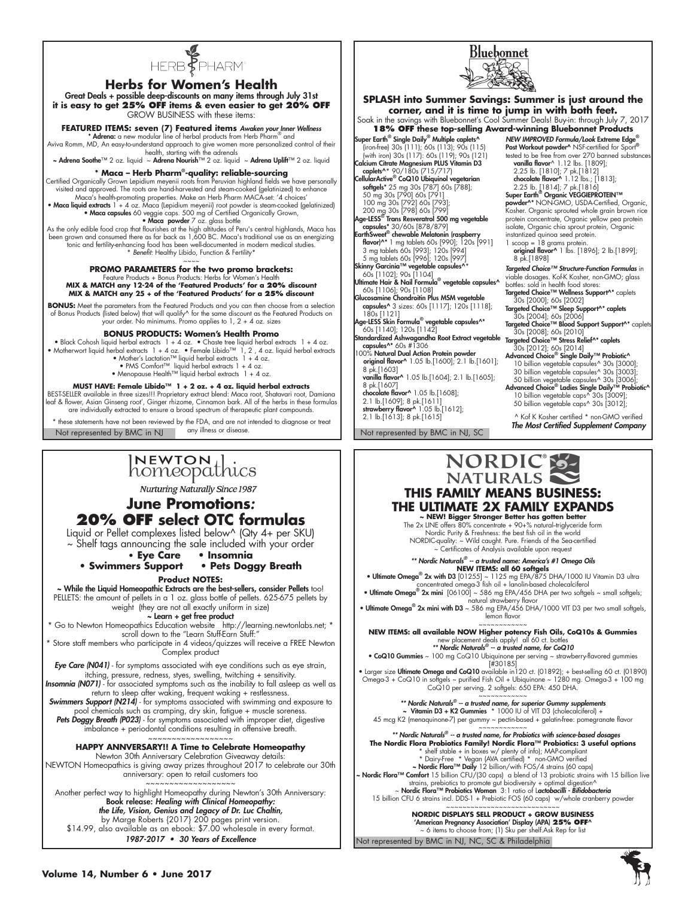HERB PHARM

## Herbs for Women's Health

**Great Deals + possible deep-discounts on many items through July 31st**
**it is easy to get 25% OFF items & even easier to get 20% OFF**
GROW BUSINESS with these items:

**FEATURED ITEMS: seven (7) Featured items** *Awaken your Inner Wellness*
* **Adrena:** a new modular line of herbal products from Herb Pharm® and Aviva Romm, MD, An easy-to-understand approach to give women more personalized control of their health, starting with the adrenals
~ **Adrena Soothe**™ 2 oz. liquid ~ **Adrena Nourish**™ 2 oz. liquid ~ **Adrena Uplift**™ 2 oz. liquid

**\* Maca – Herb Pharm®-quality: reliable-sourcing**
Certified Organically Grown Lepidium meyenii roots from Peruvian highland fields we have personally visited and approved. The roots are hand-harvested and steam-cooked (gelatinized) to enhance Maca's health-promoting properties. Make an Herb Pharm MACA-set: '4 choices'
• **Maca liquid extracts** 1 + 4 oz. Maca (Lepidium meyenii) root powder is steam-cooked (gelatinized)
• **Maca capsules** 60 veggie caps. 500 mg of Certified Organically Grown,
• **Maca powder** 7 oz. glass bottle

As the only edible food crop that flourishes at the high altitudes of Peru's central highlands, Maca has been grown and consumed there as far back as 1,600 BC. Maca's traditional use as an energizing tonic and fertility-enhancing food has been well-documented in modern medical studies.
\* *Benefit:* Healthy Libido, Function & Fertility*

~~~~

**PROMO PARAMETERS for the two promo brackets:**
Feature Products + Bonus Products: Herbs for Women's Health
**MIX & MATCH any 12-24 of the 'Featured Products' for a 20% discount**
**MIX & MATCH any 25 + of the 'Featured Products' for a 25% discount**

**BONUS:** Meet the parameters from the Featured Products and you can then choose from a selection of Bonus Products (listed below) that will qualify^ for the same discount as the Featured Products on your order. No minimums. Promo applies to 1, 2 + 4 oz. sizes

**BONUS PRODUCTS: Women's Health Promo**
• Black Cohosh liquid herbal extracts 1 + 4 oz. • Chaste tree liquid herbal extracts 1 + 4 oz.
• Motherwort liquid herbal extracts 1 + 4 oz. • Female Libido™ 1, 2, 4 oz. liquid herbal extracts
• Mother's Lactation™ liquid herbal extracts 1 + 4 oz.
• PMS Comfort™ liquid herbal extracts 1 + 4 oz.
• Menopause Health™ liquid herbal extracts 1 + 4 oz.

**MUST HAVE: Female Libido™ 1 + 2 oz. + 4 oz. liquid herbal extracts**
BEST-SELLER available in three sizes!!! Proprietary extract blend: Maca root, Shatavari root, Damiana leaf & flower, Asian Ginseng root', Ginger rhizome, Cinnamon bark. All of the herbs in these formulas are individually extracted to ensure a broad spectrum of therapeutic plant compounds.

\* these statements have not been reviewed by the FDA, and are not intended to diagnose or treat any illness or disease.

Not represented by BMC in NJ

---

Bluebonnet

## SPLASH into Summer Savings: Summer is just around the corner, and it is time to jump in with both feet.

Soak in the savings with Bluebonnet's Cool Summer Deals! Buy-in: through July 7, 2017
**18% OFF these top-selling Award-winning Bluebonnet Products**

**Super Earth® Single Daily® Multiple caplets^** (iron-free) 30s (111); 60s (113); 90s (115) (with iron) 30s (117): 60s (119); 90s (121)
**Calcium Citrate Magnesium PLUS Vitamin D3 caplets^*** 90/180s (715/717)
**CellularActive® CoQ10 Ubiquinol vegetarian softgels*** 25 mg 30s [787] 60s [788]; 50 mg 30s [790] 60s [791] 100 mg 30s [792] 60s [793]; 200 mg 30s [798] 60s [799]
**Age-LESS® Trans Resveratrol 500 mg vegetable capsules*** 30/60s [878/879]
**EarthSweet® chewable Melatonin (raspberry flavor)^*** 1 mg tablets 60s [990]; 120s [991] 3 mg tablets 60s [993]; 120s [994] 5 mg tablets 60s [996]; 120s [997]
**Skinny Garcinia™ vegetable capsules^*** 60s [1102]; 90s [1104]
**Ultimate Hair & Nail Formula® vegetable capsules^** 60s [1106]; 90s [1108]
**Glucosamine Chondroitin Plus MSM vegetable capsules^** 3 sizes: 60s [1117]; 120s [1118]; 180s [1121]
**Age-LESS Skin Formula® vegetable capsules^*** 60s [1140]; 120s [1142]
**Standardized Ashwagandha Root Extract vegetable capsules^*** 60s #1306
**100% Natural Dual Action Protein powder**
**original flavor^** 1.05 lb.[1600]; 2.1 lb.[1601]; 8 pk.[1603]
**vanilla flavor^** 1.05 lb.[1604]; 2.1 lb.[1605]; 8 pk.[1607]
**chocolate flavor^** 1.05 lb.[1608]; 2.1 lb.[1609]; 8 pk.[1611]
**strawberry flavor^** 1.05 lb.[1612]; 2.1 lb.[1613]; 8 pk.[1615]

*NEW IMPROVED Formula/Look* **Extreme Edge® Post Workout powder^*** NSF-certified for Sport® tested to be free from over 270 banned substances
**vanilla flavor^** 1.12 lbs. [1809]; 2.25 lb. [1810]; 7 pk.[1812]
**chocolate flavor^** 1.12 lbs.; [1813]; 2.25 lb. [1814]; 7 pk.[1816]
**Super Earth® Organic VEGGIEPROTEIN™ powder^*** NON-GMO, USDA-Certified, Organic, Kosher. Organic sprouted whole grain brown rice protein concentrate, Organic yellow pea protein isolate, Organic chia sprout protein, Organic instantized quinoa seed protein.
1 scoop = 18 grams protein.
**original flavor^** 1 lbs. [1896]; 2 lb.[1899]; 8 pk.[1898]

***Targeted Choice™ Structure-Function Formulas*** in viable dosages. Kof-K Kosher, non-GMO; glass bottles: sold in health food stores:
**Targeted Choice™ Wellness Support^*** caplets 30s [2000]; 60s [2002]
**Targeted Choice™ Sleep Support^* caplets** 30s [2004]; 60s [2006]
**Targeted Choice™ Blood Support Support^*** caplets 30s [2008]; 60s [2010]
**Targeted Choice™ Stress Relief^* caplets** 30s [2012]; 60s [2014]
**Advanced Choice® Single Daily™ Probiotic^** 10 billion vegetable capsules^ 30s [3000]; 30 billion vegetable capsules^ 30s [3003]; 50 billion vegetable capsules^ 30s [3006];
**Advanced Choice® Ladies Single Daily™ Probiotic^** 10 billion vegetable caps^ 30s [3009]; 50 billion vegetable caps^ 30s [3012];

^ Kof K Kosher certified \* non-GMO verified
***The Most Certified Supplement Company***

Not represented by BMC in NJ, SC

---

NEWTON homeopathics
*Nurturing Naturally Since 1987*

## June Promotions: 20% OFF select OTC formulas

Liquid or Pellet complexes listed below^ (Qty 4+ per SKU)
~ Shelf tags announcing the sale included with your order
**• Eye Care • Insomnia**
**• Swimmers Support • Pets Doggy Breath**

**Product NOTES:**
~ **While the Liquid Homeopathic Extracts are the best-sellers, consider Pellets** too! PELLETS: the amount of pellets in a 1 oz. glass bottle of pellets. 625-675 pellets by weight (they are not all exactly uniform in size)
**~ Learn + get free product**
\* Go to Newton Homeopathics Education website http://learning.newtonlabs.net; \* scroll down to the "Learn Stuff-Earn Stuff:"
\* Store staff members who participate in 4 videos/quizzes will receive a FREE Newton Complex product

***Eye Care (N041)*** - for symptoms associated with eye conditions such as eye strain, itching, pressure, redness, styes, swelling, twitching + sensitivity.
***Insomnia (N071)*** - for associated symptoms such as the inability to fall asleep as well as return to sleep after waking, frequent waking + restlessness.
***Swimmers Support (N214)*** - for symptoms associated with swimming and exposure to pool chemicals such as cramping, dry skin, fatigue + muscle soreness.
***Pets Doggy Breath (P023)*** - for symptoms associated with improper diet, digestive imbalance + periodontal conditions resulting in offensive breath.

~~~~~~~~~~~~~~~~~~~

**HAPPY ANNVERSARY!! A Time to Celebrate Homeopathy**
Newton 30th Anniversary Celebration Giveaway details:
NEWTON Homeopathics is giving away prizes throughout 2017 to celebrate our 30th anniversary: open to retail customers too

~~~~~~~~~~~~~~~~~~~

Another perfect way to highlight Homeopathy during Newton's 30th Anniversary:
**Book release: *Healing with Clinical Homeopathy: the Life, Vision, Genius and Legacy of Dr. Luc Chaltin,*** by Marge Roberts (2017) 200 pages print version.
$14.99, also available as an ebook: $7.00 wholesale in every format.
***1987-2017 • 30 Years of Excellence***

---

NORDIC NATURALS

## THIS FAMILY MEANS BUSINESS: THE ULTIMATE 2X FAMILY EXPANDS

**~ NEW! Bigger Stronger Better has gotten better**
The 2x LINE offers 80% concentrate + 90+% natural-triglyceride form
Nordic Purity & Freshness: the best fish oil in the world
NORDIC-quality: ~ Wild caught. Pure. Friends of the Sea-certified
~ Certificates of Analysis available upon request

***\*\* Nordic Naturals® -- a trusted name: America's #1 Omega Oils***
**NEW ITEMS: all 60 softgels**
• **Ultimate Omega® 2x with D3** [01255] ~ 1125 mg EPA/875 DHA/1000 IU Vitamin D3 ultra concentrated omega-3 fish oil + lanolin-based cholecalciferol
• **Ultimate Omega® 2x mini** [06100] ~ 586 mg EPA/456 DHA per two softgels ~ small softgels; natural strawberry flavor
• **Ultimate Omega® 2x mini with D3** ~ 586 mg EPA/456 DHA/1000 VIT D3 per two small softgels, lemon flavor

~~~~~~~~~~~~

**NEW ITEMS: all available NOW Higher potency Fish Oils, CoQ10s & Gummies**
new placement deals apply! all 60 ct. bottles
***\*\* Nordic Naturals® -- a trusted name, for CoQ10***
• **CoQ10 Gummies** ~ 100 mg CoQ10 Ubiquinone per serving ~ strawberry-flavored gummies [#30185]
• Larger size **Ultimate Omega and CoQ10** available in120 ct. (01892); + best-selling 60 ct. (01890) Omega-3 + CoQ10 in softgels ~ purified Fish Oil + Ubiquinone ~ 1280 mg. Omega-3 + 100 mg CoQ10 per serving. 2 softgels: 650 EPA: 450 DHA.

~~~~~~~~~~~~

***\*\* Nordic Naturals® -- a trusted name, for superior Gummy supplements***
~ **Vitamin D3 + K2 Gummies** \* 1000 IU of VIT D3 (cholecalciferol) + 45 mcg K2 (menaquinone-7) per gummy ~ pectin-based + gelatin-free: pomegranate flavor

~~~~~~~~~~~~

***\*\* Nordic Naturals® -- a trusted name, for Probiotics with science-based dosages***
**The Nordic Flora Probiotics Family! Nordic Flora™ Probiotics: 3 useful options**
\* shelf stable + in boxes w/ plenty of info); MAP-compliant
\* Dairy-Free \* Vegan (AVA certified) \* non-GMO verified
~ **Nordic Flora™ Daily** 12 billion/with FOS/4 strains (60 caps)
~ **Nordic Flora™ Comfort** 15 billion CFU/(30 caps) a blend of 13 probiotic strains with 15 billion live strains, prebiotics to promote gut biodiversity + optimal digestion^
~ **Nordic Flora™ Probiotics Woman** 3:1 ratio of L*actobacilli - Bifidobacteria*
15 billion CFU 6 strains incl. DDS-1 + Prebiotic FOS (60 caps) w/whole cranberry powder

~~~~~~~~~~~~~~~~~~~~~~~~~~~~

**NORDIC DISPLAYS SELL PRODUCT + GROW BUSINESS**
'American Pregnancy Association' Display (APA) **25% OFF^**
~ 6 items to choose from; (1) Sku per shelf.Ask Rep for list

Not represented by BMC in NJ, NC, SC & Philadelphia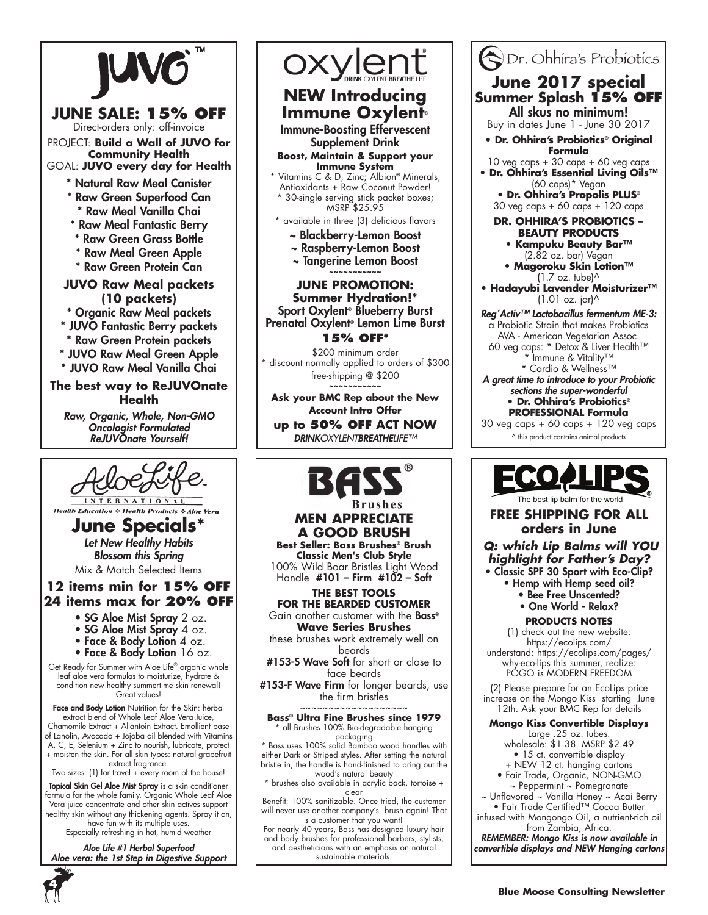# JUVO™

## JUNE SALE: 15% OFF

Direct-orders only: off-invoice

PROJECT: **Build a Wall of JUVO for Community Health**
GOAL: **JUVO every day for Health**

* Natural Raw Meal Canister
* Raw Green Superfood Can
* Raw Meal Vanilla Chai
* Raw Meal Fantastic Berry
* Raw Green Grass Bottle
* Raw Meal Green Apple
* Raw Green Protein Can

**JUVO Raw Meal packets (10 packets)**

* Organic Raw Meal packets
* JUVO Fantastic Berry packets
* Raw Green Protein packets
* JUVO Raw Meal Green Apple
* JUVO Raw Meal Vanilla Chai

**The best way to ReJUVOnate Health**

*Raw, Organic, Whole, Non-GMO*
*Oncologist Formulated*
*ReJUVOnate Yourself!*

---

# oxylent®

DRINK OXYLENT BREATHE LIFE

## NEW Introducing Immune Oxylent®

Immune-Boosting Effervescent Supplement Drink

**Boost, Maintain & Support your Immune System**

* Vitamins C & D, Zinc; Albion® Minerals; Antioxidants + Raw Coconut Powder!
* 30-single serving stick packet boxes; MSRP $25.95
* available in three (3) delicious flavors

~ Blackberry-Lemon Boost
~ Raspberry-Lemon Boost
~ Tangerine Lemon Boost

~~~~~~~~~~~

**JUNE PROMOTION: Summer Hydration!***

Sport Oxylent® Blueberry Burst
Prenatal Oxylent® Lemon Lime Burst

**15% OFF***

$200 minimum order
* discount normally applied to orders of $300
free-shipping @ $200

~~~~~~~~~~~

**Ask your BMC Rep about the New Account Intro Offer**

**up to 50% OFF ACT NOW**

*DRINKOXYLENTBREATHELIFE™*

---

# Dr. Ohhira's Probiotics

## June 2017 special
## Summer Splash 15% OFF

All skus no minimum!
Buy in dates June 1 - June 30 2017

- **Dr. Ohhira's Probiotics® Original Formula**
  10 veg caps + 30 caps + 60 veg caps
- **Dr. Ohhira's Essential Living Oils™** (60 caps)* Vegan
- **Dr. Ohhira's Propolis PLUS®**
  30 veg caps + 60 caps + 120 caps

**DR. OHHIRA'S PROBIOTICS – BEAUTY PRODUCTS**

- **Kampuku Beauty Bar™** (2.82 oz. bar) Vegan
- **Magoroku Skin Lotion™** (1.7 oz. tube)^
- **Hadayubi Lavender Moisturizer™** (1.01 oz. jar)^

*Reg´Activ™ Lactobacillus fermentum ME-3:* a Probiotic Strain that makes Probiotics
AVA - American Vegetarian Assoc.
60 veg caps: * Detox & Liver Health™
* Immune & Vitality™
* Cardio & Wellness™

*A great time to introduce to your Probiotic sections the super-wonderful*

- **Dr. Ohhira's Probiotics® PROFESSIONAL Formula**
  30 veg caps + 60 caps + 120 veg caps

^ this product contains animal products

---

# AloeLife™ INTERNATIONAL

Health Education ❖ Health Products ❖ Aloe Vera

## June Specials*

*Let New Healthy Habits Blossom this Spring*

Mix & Match Selected Items

**12 items min for 15% OFF**
**24 items max for 20% OFF**

- SG Aloe Mist Spray 2 oz.
- SG Aloe Mist Spray 4 oz.
- Face & Body Lotion 4 oz.
- Face & Body Lotion 16 oz.

Get Ready for Summer with Aloe Life® organic whole leaf aloe vera formulas to moisturize, hydrate & condition new healthy summertime skin renewal! Great values!

**Face and Body Lotion** Nutrition for the Skin: herbal extract blend of Whole Leaf Aloe Vera Juice, Chamomile Extract + Allantoin Extract. Emollient base of Lanolin, Avocado + Jojoba oil blended with Vitamins A, C, E, Selenium + Zinc to nourish, lubricate, protect + moisten the skin. For all skin types: natural grapefruit extract fragrance.
Two sizes: (1) for travel + every room of the house!

**Topical Skin Gel Aloe Mist Spray** is a skin conditioner formula for the whole family. Organic Whole Leaf Aloe Vera juice concentrate and other skin actives support healthy skin without any thickening agents. Spray it on, have fun with its multiple uses.
Especially refreshing in hot, humid weather

*Aloe Life #1 Herbal Superfood*
*Aloe vera: the 1st Step in Digestive Support*

---

# BASS® Brushes

## MEN APPRECIATE A GOOD BRUSH

**Best Seller: Bass Brushes® Brush Classic Men's Club Style**
100% Wild Boar Bristles Light Wood Handle #101 – Firm #102 – Soft

**THE BEST TOOLS FOR THE BEARDED CUSTOMER**

Gain another customer with the Bass® **Wave Series Brushes**
these brushes work extremely well on beards

#153-S Wave Soft for short or close to face beards
#153-F Wave Firm for longer beards, use the firm bristles

~~~~~~~~~~~~~~~~~~~

**Bass® Ultra Fine Brushes since 1979**

* all Brushes 100% Bio-degradable hanging packaging
* Bass uses 100% solid Bamboo wood handles with either Dark or Striped styles. After setting the natural bristle in, the handle is hand-finished to bring out the wood's natural beauty
* brushes also available in acrylic back, tortoise + clear

Benefit: 100% sanitizable. Once tried, the customer will never use another company's brush again! That s a customer that you want!

For nearly 40 years, Bass has designed luxury hair and body brushes for professional barbers, stylists, and aestheticians with an emphasis on natural sustainable materials.

---

# ECOLIPS®

The best lip balm for the world

## FREE SHIPPING FOR ALL orders in June

***Q: which Lip Balms will YOU highlight for Father's Day?***

- Classic SPF 30 Sport with Eco-Clip?
- Hemp with Hemp seed oil?
- Bee Free Unscented?
- One World - Relax?

**PRODUCTS NOTES**

(1) check out the new website: https://ecolips.com/
understand: https://ecolips.com/pages/why-eco-lips this summer, realize: POGO is MODERN FREEDOM

(2) Please prepare for an EcoLips price increase on the Mongo Kiss starting June 12th. Ask your BMC Rep for details

**Mongo Kiss Convertible Displays**

Large .25 oz. tubes.
wholesale: $1.38. MSRP $2.49

- 15 ct. convertible display
  + NEW 12 ct. hanging cartons
- Fair Trade, Organic, NON-GMO
  ~ Peppermint ~ Pomegranate
  ~ Unflavored ~ Vanilla Honey ~ Acai Berry
- Fair Trade Certified™ Cocoa Butter infused with Mongongo Oil, a nutrient-rich oil from Zambia, Africa.

***REMEMBER: Mongo Kiss is now available in convertible displays and NEW Hanging cartons***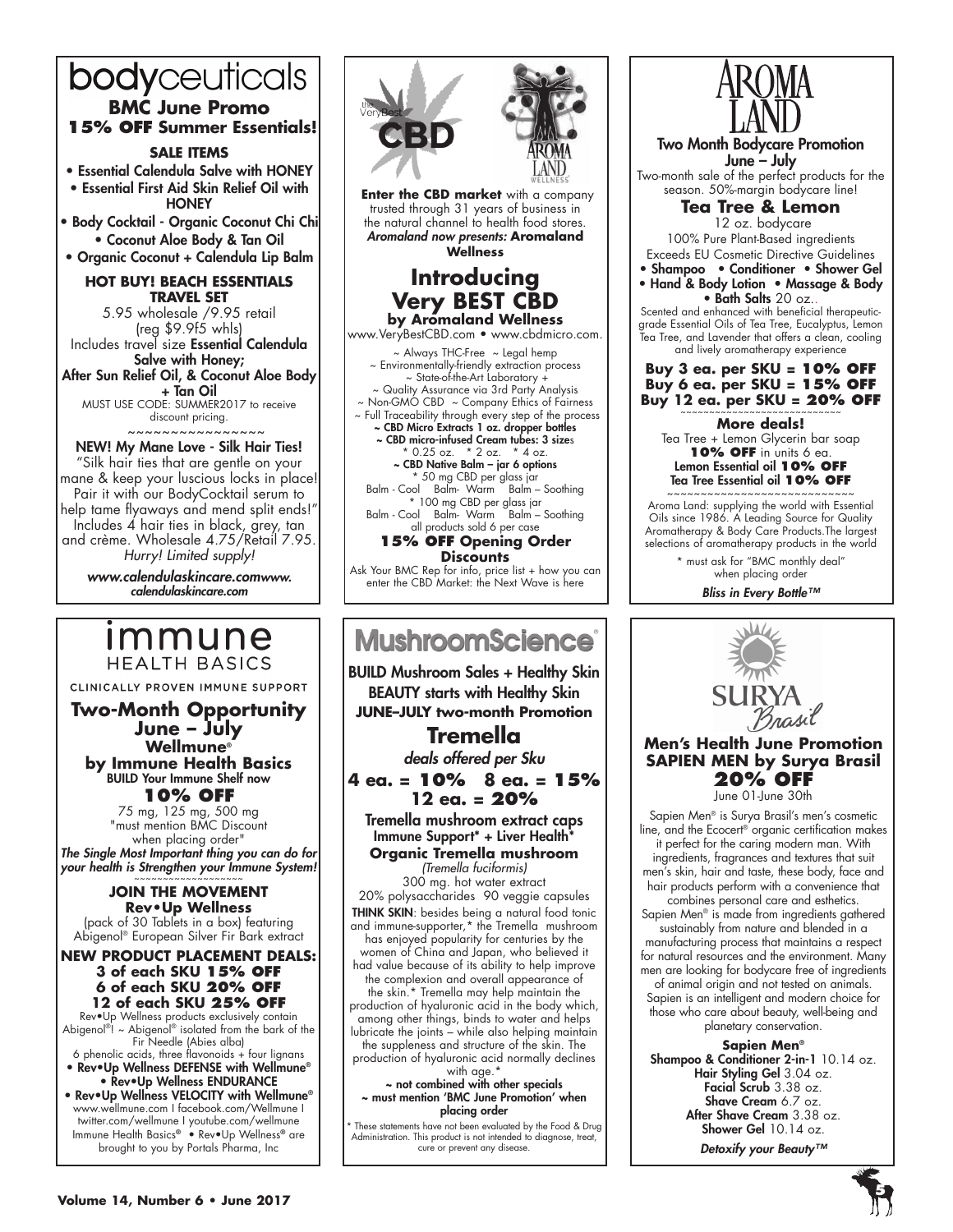# bodyceuticals

## BMC June Promo

**15% OFF Summer Essentials!**

**SALE ITEMS**

- Essential Calendula Salve with HONEY
- Essential First Aid Skin Relief Oil with HONEY
- Body Cocktail - Organic Coconut Chi Chi
- Coconut Aloe Body & Tan Oil
- Organic Coconut + Calendula Lip Balm

**HOT BUY! BEACH ESSENTIALS TRAVEL SET**

5.95 wholesale /9.95 retail (reg $9.9f5 whls)

Includes travel size **Essential Calendula Salve with Honey; After Sun Relief Oil, & Coconut Aloe Body + Tan Oil**

MUST USE CODE: SUMMER2017 to receive discount pricing.

~~~~~~~~~~~~~~~~

**NEW! My Mane Love - Silk Hair Ties!**

"Silk hair ties that are gentle on your mane & keep your luscious locks in place! Pair it with our BodyCocktail serum to help tame flyaways and mend split ends!" Includes 4 hair ties in black, grey, tan and crème. Wholesale 4.75/Retail 7.95. *Hurry! Limited supply!*

*www.calendulaskincare.comwww.calendulaskincare.com*

---

# the Very Best CBD / AROMA LAND WELLNESS

**Enter the CBD market** with a company trusted through 31 years of business in the natural channel to health food stores. ***Aromaland now presents:* Aromaland Wellness**

## Introducing Very BEST CBD by Aromaland Wellness

www.VeryBestCBD.com • www.cbdmicro.com.

~ Always THC-Free ~ Legal hemp
~ Environmentally-friendly extraction process
~ State-of-the-Art Laboratory +
~ Quality Assurance via 3rd Party Analysis
~ Non-GMO CBD ~ Company Ethics of Fairness
~ Full Traceability through every step of the process

**~ CBD Micro Extracts 1 oz. dropper bottles**
**~ CBD micro-infused Cream tubes: 3 sizes**
* 0.25 oz. * 2 oz. * 4 oz.
**~ CBD Native Balm – jar 6 options**
* 50 mg CBD per glass jar
Balm - Cool Balm- Warm Balm – Soothing
* 100 mg CBD per glass jar
Balm - Cool Balm- Warm Balm – Soothing
all products sold 6 per case

**15% OFF Opening Order Discounts**

Ask Your BMC Rep for info, price list + how you can enter the CBD Market: the Next Wave is here

---

# AROMA LAND

**Two Month Bodycare Promotion**
**June – July**

Two-month sale of the perfect products for the season. 50%-margin bodycare line!

## Tea Tree & Lemon

12 oz. bodycare
100% Pure Plant-Based ingredients
Exceeds EU Cosmetic Directive Guidelines

- **Shampoo** • **Conditioner** • **Shower Gel**
- **Hand & Body Lotion** • **Massage & Body**
- **Bath Salts** 20 oz..

Scented and enhanced with beneficial therapeutic-grade Essential Oils of Tea Tree, Eucalyptus, Lemon Tea Tree, and Lavender that offers a clean, cooling and lively aromatherapy experience

**Buy 3 ea. per SKU = 10% OFF**
**Buy 6 ea. per SKU = 15% OFF**
**Buy 12 ea. per SKU = 20% OFF**

~~~~~~~~~~~~~~~~~~~~~~~~~~

**More deals!**

Tea Tree + Lemon Glycerin bar soap **10% OFF** in units 6 ea.
**Lemon Essential oil 10% OFF**
**Tea Tree Essential oil 10% OFF**

~~~~~~~~~~~~~~~~~~~~~~~~~~

Aroma Land: supplying the world with Essential Oils since 1986. A Leading Source for Quality Aromatherapy & Body Care Products.The largest selections of aromatherapy products in the world

* must ask for "BMC monthly deal" when placing order

***Bliss in Every Bottle™***

---

# immune HEALTH BASICS

CLINICALLY PROVEN IMMUNE SUPPORT

## Two-Month Opportunity June – July

**Wellmune® by Immune Health Basics**
**BUILD Your Immune Shelf now**

**10% OFF**

75 mg, 125 mg, 500 mg
"must mention BMC Discount when placing order"

***The Single Most Important thing you can do for your health is Strengthen your Immune System!***

~~~~~~~~~~~~~~~~~~~

**JOIN THE MOVEMENT**
**Rev•Up Wellness**

(pack of 30 Tablets in a box) featuring Abigenol® European Silver Fir Bark extract

**NEW PRODUCT PLACEMENT DEALS:**
**3 of each SKU 15% OFF**
**6 of each SKU 20% OFF**
**12 of each SKU 25% OFF**

Rev•Up Wellness products exclusively contain Abigenol®! ~ Abigenol® isolated from the bark of the Fir Needle (Abies alba)
6 phenolic acids, three flavonoids + four lignans

- **Rev•Up Wellness DEFENSE with Wellmune®**
- **Rev•Up Wellness ENDURANCE**
- **Rev•Up Wellness VELOCITY with Wellmune®**

www.wellmune.com I facebook.com/Wellmune I twitter.com/wellmune I youtube.com/wellmune
Immune Health Basics® • Rev•Up Wellness® are brought to you by Portals Pharma, Inc

---

# MushroomScience®

**BUILD Mushroom Sales + Healthy Skin**
**BEAUTY starts with Healthy Skin**
**JUNE–JULY two-month Promotion**

## Tremella

*deals offered per Sku*

**4 ea. = 10% 8 ea. = 15% 12 ea. = 20%**

**Tremella mushroom extract caps**
**Immune Support* + Liver Health***
**Organic Tremella mushroom**
*(Tremella fuciformis)*
300 mg. hot water extract
20% polysaccharides 90 veggie capsules

**THINK SKIN**: besides being a natural food tonic and immune-supporter,* the Tremella mushroom has enjoyed popularity for centuries by the women of China and Japan, who believed it had value because of its ability to help improve the complexion and overall appearance of the skin.* Tremella may help maintain the production of hyaluronic acid in the body which, among other things, binds to water and helps lubricate the joints – while also helping maintain the suppleness and structure of the skin. The production of hyaluronic acid normally declines with age.*

**~ not combined with other specials**
**~ must mention 'BMC June Promotion' when placing order**

* These statements have not been evaluated by the Food & Drug Administration. This product is not intended to diagnose, treat, cure or prevent any disease.

---

# SURYA Brasil

## Men's Health June Promotion SAPIEN MEN by Surya Brasil

**20% OFF**

June 01-June 30th

Sapien Men® is Surya Brasil's men's cosmetic line, and the Ecocert® organic certification makes it perfect for the caring modern man. With ingredients, fragrances and textures that suit men's skin, hair and taste, these body, face and hair products perform with a convenience that combines personal care and esthetics. Sapien Men® is made from ingredients gathered sustainably from nature and blended in a manufacturing process that maintains a respect for natural resources and the environment. Many men are looking for bodycare free of ingredients of animal origin and not tested on animals. Sapien is an intelligent and modern choice for those who care about beauty, well-being and planetary conservation.

**Sapien Men®**
**Shampoo & Conditioner 2-in-1** 10.14 oz.
**Hair Styling Gel** 3.04 oz.
**Facial Scrub** 3.38 oz.
**Shave Cream** 6.7 oz.
**After Shave Cream** 3.38 oz.
**Shower Gel** 10.14 oz.

***Detoxify your Beauty™***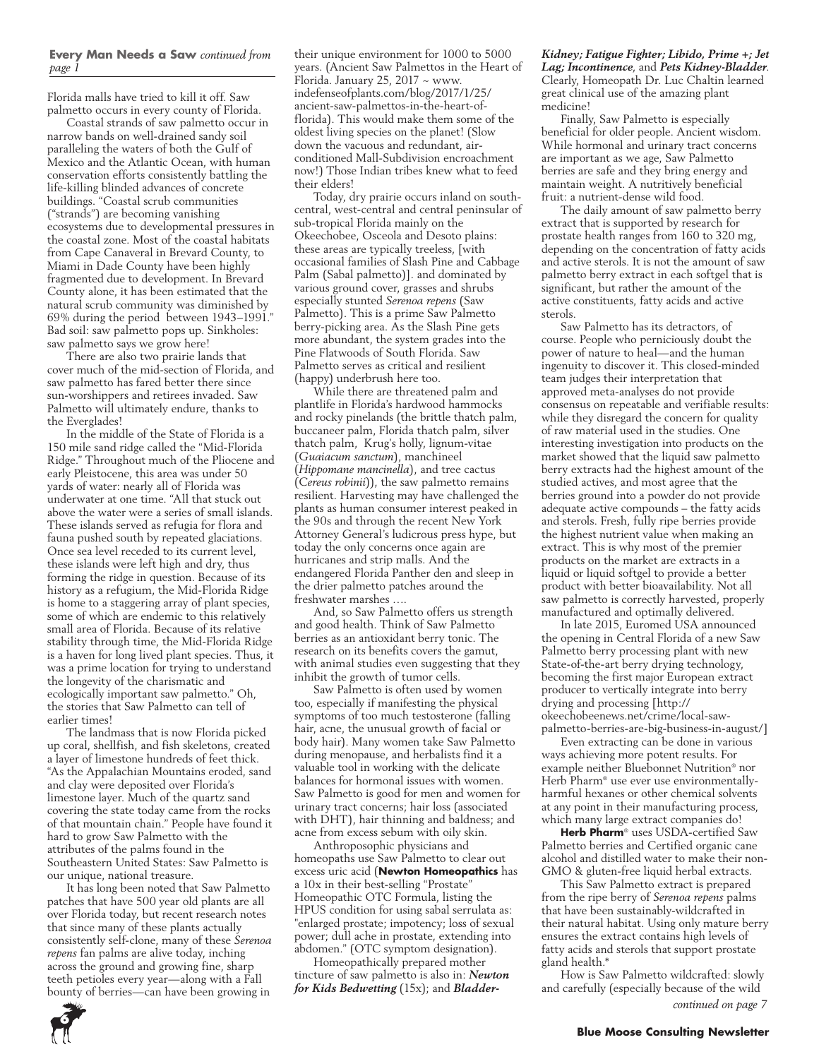**Every Man Needs a Saw** *continued from page 1*

Florida malls have tried to kill it off. Saw palmetto occurs in every county of Florida.

Coastal strands of saw palmetto occur in narrow bands on well-drained sandy soil paralleling the waters of both the Gulf of Mexico and the Atlantic Ocean, with human conservation efforts consistently battling the life-killing blinded advances of concrete buildings. "Coastal scrub communities ("strands") are becoming vanishing ecosystems due to developmental pressures in the coastal zone. Most of the coastal habitats from Cape Canaveral in Brevard County, to Miami in Dade County have been highly fragmented due to development. In Brevard County alone, it has been estimated that the natural scrub community was diminished by 69% during the period between 1943–1991." Bad soil: saw palmetto pops up. Sinkholes: saw palmetto says we grow here!

There are also two prairie lands that cover much of the mid-section of Florida, and saw palmetto has fared better there since sun-worshippers and retirees invaded. Saw Palmetto will ultimately endure, thanks to the Everglades!

In the middle of the State of Florida is a 150 mile sand ridge called the "Mid-Florida Ridge." Throughout much of the Pliocene and early Pleistocene, this area was under 50 yards of water: nearly all of Florida was underwater at one time. "All that stuck out above the water were a series of small islands. These islands served as refugia for flora and fauna pushed south by repeated glaciations. Once sea level receded to its current level, these islands were left high and dry, thus forming the ridge in question. Because of its history as a refugium, the Mid-Florida Ridge is home to a staggering array of plant species, some of which are endemic to this relatively small area of Florida. Because of its relative stability through time, the Mid-Florida Ridge is a haven for long lived plant species. Thus, it was a prime location for trying to understand the longevity of the charismatic and ecologically important saw palmetto." Oh, the stories that Saw Palmetto can tell of earlier times!

The landmass that is now Florida picked up coral, shellfish, and fish skeletons, created a layer of limestone hundreds of feet thick. "As the Appalachian Mountains eroded, sand and clay were deposited over Florida's limestone layer. Much of the quartz sand covering the state today came from the rocks of that mountain chain." People have found it hard to grow Saw Palmetto with the attributes of the palms found in the Southeastern United States: Saw Palmetto is our unique, national treasure.

It has long been noted that Saw Palmetto patches that have 500 year old plants are all over Florida today, but recent research notes that since many of these plants actually consistently self-clone, many of these *Serenoa repens* fan palms are alive today, inching across the ground and growing fine, sharp teeth petioles every year—along with a Fall bounty of berries—can have been growing in their unique environment for 1000 to 5000 years. (Ancient Saw Palmettos in the Heart of Florida. January 25, 2017 ~ www.indefenseofplants.com/blog/2017/1/25/ancient-saw-palmettos-in-the-heart-of-florida). This would make them some of the oldest living species on the planet! (Slow down the vacuous and redundant, air-conditioned Mall-Subdivision encroachment now!) Those Indian tribes knew what to feed their elders!

Today, dry prairie occurs inland on south-central, west-central and central peninsular of sub-tropical Florida mainly on the Okeechobee, Osceola and Desoto plains: these areas are typically treeless, [with occasional families of Slash Pine and Cabbage Palm (Sabal palmetto)]. and dominated by various ground cover, grasses and shrubs especially stunted *Serenoa repens* (Saw Palmetto). This is a prime Saw Palmetto berry-picking area. As the Slash Pine gets more abundant, the system grades into the Pine Flatwoods of South Florida. Saw Palmetto serves as critical and resilient (happy) underbrush here too.

While there are threatened palm and plantlife in Florida's hardwood hammocks and rocky pinelands (the brittle thatch palm, buccaneer palm, Florida thatch palm, silver thatch palm, Krug's holly, lignum-vitae (*Guaiacum sanctum*), manchineel (*Hippomane mancinella*), and tree cactus (*Cereus robinii*)), the saw palmetto remains resilient. Harvesting may have challenged the plants as human consumer interest peaked in the 90s and through the recent New York Attorney General's ludicrous press hype, but today the only concerns once again are hurricanes and strip malls. And the endangered Florida Panther den and sleep in the drier palmetto patches around the freshwater marshes ....

And, so Saw Palmetto offers us strength and good health. Think of Saw Palmetto berries as an antioxidant berry tonic. The research on its benefits covers the gamut, with animal studies even suggesting that they inhibit the growth of tumor cells.

Saw Palmetto is often used by women too, especially if manifesting the physical symptoms of too much testosterone (falling hair, acne, the unusual growth of facial or body hair). Many women take Saw Palmetto during menopause, and herbalists find it a valuable tool in working with the delicate balances for hormonal issues with women. Saw Palmetto is good for men and women for urinary tract concerns; hair loss (associated with DHT), hair thinning and baldness; and acne from excess sebum with oily skin.

Anthroposophic physicians and homeopaths use Saw Palmetto to clear out excess uric acid (**Newton Homeopathics** has a 10x in their best-selling "Prostate" Homeopathic OTC Formula, listing the HPUS condition for using sabal serrulata as: "enlarged prostate; impotency; loss of sexual power; dull ache in prostate, extending into abdomen." (OTC symptom designation).

Homeopathically prepared mother tincture of saw palmetto is also in: ***Newton for Kids Bedwetting*** (15x); and ***Bladder-Kidney; Fatigue Fighter; Libido, Prime +; Jet Lag; Incontinence***, and ***Pets Kidney-Bladder***. Clearly, Homeopath Dr. Luc Chaltin learned great clinical use of the amazing plant medicine!

Finally, Saw Palmetto is especially beneficial for older people. Ancient wisdom. While hormonal and urinary tract concerns are important as we age, Saw Palmetto berries are safe and they bring energy and maintain weight. A nutritively beneficial fruit: a nutrient-dense wild food.

The daily amount of saw palmetto berry extract that is supported by research for prostate health ranges from 160 to 320 mg, depending on the concentration of fatty acids and active sterols. It is not the amount of saw palmetto berry extract in each softgel that is significant, but rather the amount of the active constituents, fatty acids and active sterols.

Saw Palmetto has its detractors, of course. People who perniciously doubt the power of nature to heal—and the human ingenuity to discover it. This closed-minded team judges their interpretation that approved meta-analyses do not provide consensus on repeatable and verifiable results: while they disregard the concern for quality of raw material used in the studies. One interesting investigation into products on the market showed that the liquid saw palmetto berry extracts had the highest amount of the studied actives, and most agree that the berries ground into a powder do not provide adequate active compounds – the fatty acids and sterols. Fresh, fully ripe berries provide the highest nutrient value when making an extract. This is why most of the premier products on the market are extracts in a liquid or liquid softgel to provide a better product with better bioavailability. Not all saw palmetto is correctly harvested, properly manufactured and optimally delivered.

In late 2015, Euromed USA announced the opening in Central Florida of a new Saw Palmetto berry processing plant with new State-of-the-art berry drying technology, becoming the first major European extract producer to vertically integrate into berry drying and processing [http://okeechobeenews.net/crime/local-saw-palmetto-berries-are-big-business-in-august/]

Even extracting can be done in various ways achieving more potent results. For example neither Bluebonnet Nutrition® nor Herb Pharm® use ever use environmentally-harmful hexanes or other chemical solvents at any point in their manufacturing process, which many large extract companies do!

**Herb Pharm**® uses USDA-certified Saw Palmetto berries and Certified organic cane alcohol and distilled water to make their non-GMO & gluten-free liquid herbal extracts.

This Saw Palmetto extract is prepared from the ripe berry of *Serenoa repens* palms that have been sustainably-wildcrafted in their natural habitat. Using only mature berry ensures the extract contains high levels of fatty acids and sterols that support prostate gland health.*

How is Saw Palmetto wildcrafted: slowly and carefully (especially because of the wild

*continued on page 7*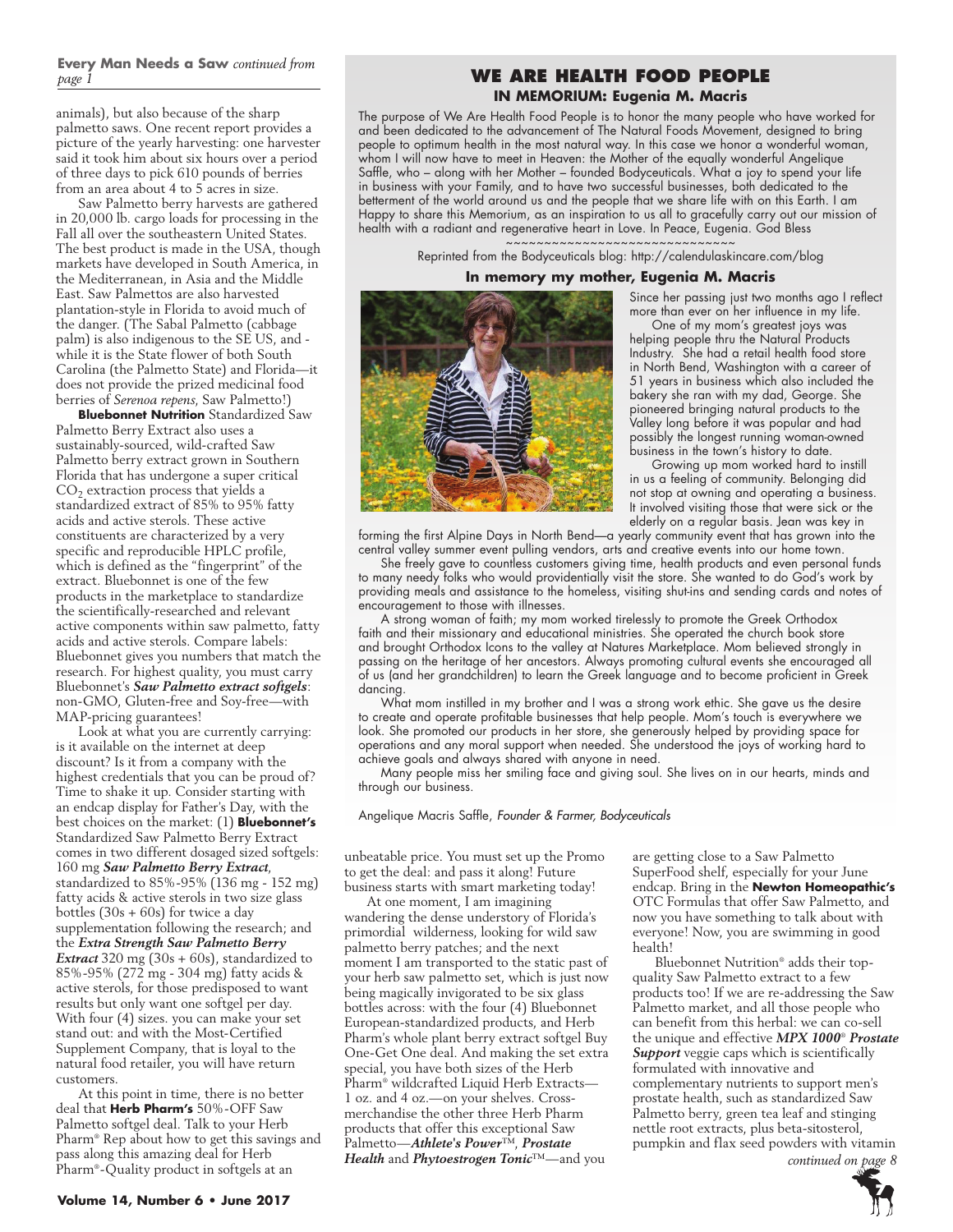### Every Man Needs a Saw *continued from page 1*

animals), but also because of the sharp palmetto saws. One recent report provides a picture of the yearly harvesting: one harvester said it took him about six hours over a period of three days to pick 610 pounds of berries from an area about 4 to 5 acres in size.

Saw Palmetto berry harvests are gathered in 20,000 lb. cargo loads for processing in the Fall all over the southeastern United States. The best product is made in the USA, though markets have developed in South America, in the Mediterranean, in Asia and the Middle East. Saw Palmettos are also harvested plantation-style in Florida to avoid much of the danger. (The Sabal Palmetto (cabbage palm) is also indigenous to the SE US, and - while it is the State flower of both South Carolina (the Palmetto State) and Florida—it does not provide the prized medicinal food berries of *Serenoa repens*, Saw Palmetto!)

**Bluebonnet Nutrition** Standardized Saw Palmetto Berry Extract also uses a sustainably-sourced, wild-crafted Saw Palmetto berry extract grown in Southern Florida that has undergone a super critical $CO_2$ extraction process that yields a standardized extract of 85% to 95% fatty acids and active sterols. These active constituents are characterized by a very specific and reproducible HPLC profile, which is defined as the "fingerprint" of the extract. Bluebonnet is one of the few products in the marketplace to standardize the scientifically-researched and relevant active components within saw palmetto, fatty acids and active sterols. Compare labels: Bluebonnet gives you numbers that match the research. For highest quality, you must carry Bluebonnet's ***Saw Palmetto extract softgels***: non-GMO, Gluten-free and Soy-free—with MAP-pricing guarantees!

Look at what you are currently carrying: is it available on the internet at deep discount? Is it from a company with the highest credentials that you can be proud of? Time to shake it up. Consider starting with an endcap display for Father's Day, with the best choices on the market: (1) **Bluebonnet's** Standardized Saw Palmetto Berry Extract comes in two different dosaged sized softgels: 160 mg ***Saw Palmetto Berry Extract***, standardized to 85%-95% (136 mg - 152 mg) fatty acids & active sterols in two size glass bottles (30s + 60s) for twice a day supplementation following the research; and the ***Extra Strength Saw Palmetto Berry Extract*** 320 mg (30s + 60s), standardized to 85%-95% (272 mg - 304 mg) fatty acids & active sterols, for those predisposed to want results but only want one softgel per day. With four (4) sizes. you can make your set stand out: and with the Most-Certified Supplement Company, that is loyal to the natural food retailer, you will have return customers.

At this point in time, there is no better deal that **Herb Pharm's** 50%-OFF Saw Palmetto softgel deal. Talk to your Herb Pharm® Rep about how to get this savings and pass along this amazing deal for Herb Pharm®-Quality product in softgels at an unbeatable price. You must set up the Promo to get the deal: and pass it along! Future business starts with smart marketing today!

At one moment, I am imagining wandering the dense understory of Florida's primordial wilderness, looking for wild saw palmetto berry patches; and the next moment I am transported to the static past of your herb saw palmetto set, which is just now being magically invigorated to be six glass bottles across: with the four (4) Bluebonnet European-standardized products, and Herb Pharm's whole plant berry extract softgel Buy One-Get One deal. And making the set extra special, you have both sizes of the Herb Pharm® wildcrafted Liquid Herb Extracts—1 oz. and 4 oz.—on your shelves. Cross-merchandise the other three Herb Pharm products that offer this exceptional Saw Palmetto—***Athlete's Power***™, ***Prostate Health*** and ***Phytoestrogen Tonic***™—and you are getting close to a Saw Palmetto SuperFood shelf, especially for your June endcap. Bring in the **Newton Homeopathic's** OTC Formulas that offer Saw Palmetto, and now you have something to talk about with everyone! Now, you are swimming in good health!

Bluebonnet Nutrition® adds their top-quality Saw Palmetto extract to a few products too! If we are re-addressing the Saw Palmetto market, and all those people who can benefit from this herbal: we can co-sell the unique and effective ***MPX 1000***® ***Prostate Support*** veggie caps which is scientifically formulated with innovative and complementary nutrients to support men's prostate health, such as standardized Saw Palmetto berry, green tea leaf and stinging nettle root extracts, plus beta-sitosterol, pumpkin and flax seed powders with vitamin

*continued on page 8*

## WE ARE HEALTH FOOD PEOPLE

### IN MEMORIUM: Eugenia M. Macris

The purpose of We Are Health Food People is to honor the many people who have worked for and been dedicated to the advancement of The Natural Foods Movement, designed to bring people to optimum health in the most natural way. In this case we honor a wonderful woman, whom I will now have to meet in Heaven: the Mother of the equally wonderful Angelique Saffle, who – along with her Mother – founded Bodyceuticals. What a joy to spend your life in business with your Family, and to have two successful businesses, both dedicated to the betterment of the world around us and the people that we share life with on this Earth. I am Happy to share this Memorium, as an inspiration to us all to gracefully carry out our mission of health with a radiant and regenerative heart in Love. In Peace, Eugenia. God Bless

~~~~~~~~~~~~~~~~~~~~~~~~~~~~~~

Reprinted from the Bodyceuticals blog: http://calendulaskincare.com/blog

### In memory my mother, Eugenia M. Macris

Since her passing just two months ago I reflect more than ever on her influence in my life.

One of my mom's greatest joys was helping people thru the Natural Products Industry. She had a retail health food store in North Bend, Washington with a career of 51 years in business which also included the bakery she ran with my dad, George. She pioneered bringing natural products to the Valley long before it was popular and had possibly the longest running woman-owned business in the town's history to date.

Growing up mom worked hard to instill in us a feeling of community. Belonging did not stop at owning and operating a business. It involved visiting those that were sick or the elderly on a regular basis. Jean was key in forming the first Alpine Days in North Bend—a yearly community event that has grown into the central valley summer event pulling vendors, arts and creative events into our home town.

She freely gave to countless customers giving time, health products and even personal funds to many needy folks who would providentially visit the store. She wanted to do God's work by providing meals and assistance to the homeless, visiting shut-ins and sending cards and notes of encouragement to those with illnesses.

A strong woman of faith; my mom worked tirelessly to promote the Greek Orthodox faith and their missionary and educational ministries. She operated the church book store and brought Orthodox Icons to the valley at Natures Marketplace. Mom believed strongly in passing on the heritage of her ancestors. Always promoting cultural events she encouraged all of us (and her grandchildren) to learn the Greek language and to become proficient in Greek dancing.

What mom instilled in my brother and I was a strong work ethic. She gave us the desire to create and operate profitable businesses that help people. Mom's touch is everywhere we look. She promoted our products in her store, she generously helped by providing space for operations and any moral support when needed. She understood the joys of working hard to achieve goals and always shared with anyone in need.

Many people miss her smiling face and giving soul. She lives on in our hearts, minds and through our business.

Angelique Macris Saffle, *Founder & Farmer, Bodyceuticals*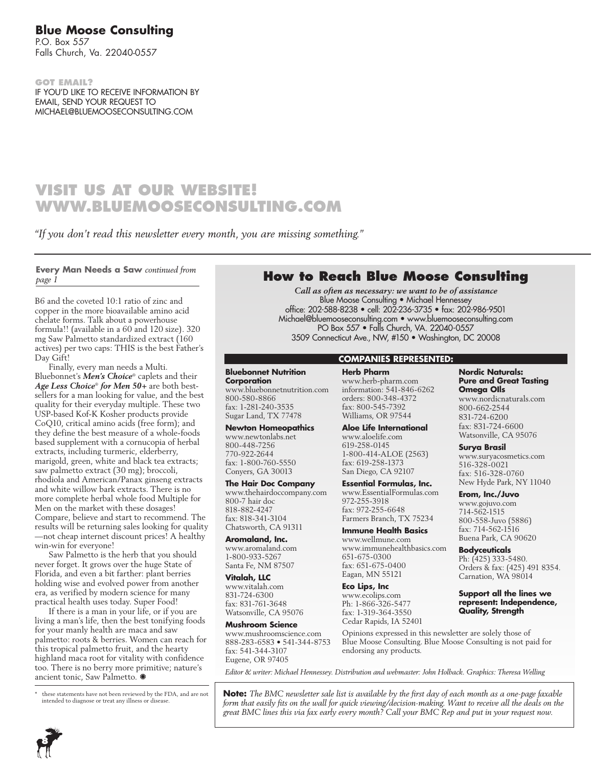**Blue Moose Consulting**
P.O. Box 557
Falls Church, Va. 22040-0557

**GOT EMAIL?**
IF YOU'D LIKE TO RECEIVE INFORMATION BY EMAIL, SEND YOUR REQUEST TO MICHAEL@BLUEMOOSECONSULTING.COM

## VISIT US AT OUR WEBSITE! WWW.BLUEMOOSECONSULTING.COM

*"If you don't read this newsletter every month, you are missing something."*

**Every Man Needs a Saw** *continued from page 1*

B6 and the coveted 10:1 ratio of zinc and copper in the more bioavailable amino acid chelate forms. Talk about a powerhouse formula!! (available in a 60 and 120 size). 320 mg Saw Palmetto standardized extract (160 actives) per two caps: THIS is the best Father's Day Gift!

Finally, every man needs a Multi. Bluebonnet's ***Men's Choice***® caplets and their ***Age Less Choice***® ***for Men 50+*** are both best-sellers for a man looking for value, and the best quality for their everyday multiple. These two USP-based Kof-K Kosher products provide CoQ10, critical amino acids (free form); and they define the best measure of a whole-foods based supplement with a cornucopia of herbal extracts, including turmeric, elderberry, marigold, green, white and black tea extracts; saw palmetto extract (30 mg); broccoli, rhodiola and American/Panax ginseng extracts and white willow bark extracts. There is no more complete herbal whole food Multiple for Men on the market with these dosages! Compare, believe and start to recommend. The results will be returning sales looking for quality—not cheap internet discount prices! A healthy win-win for everyone!

Saw Palmetto is the herb that you should never forget. It grows over the huge State of Florida, and even a bit farther: plant berries holding wise and evolved power from another era, as verified by modern science for many practical health uses today. Super Food!

If there is a man in your life, or if you are living a man's life, then the best tonifying foods for your manly health are maca and saw palmetto: roots & berries. Women can reach for this tropical palmetto fruit, and the hearty highland maca root for vitality with confidence too. There is no berry more primitive; nature's ancient tonic, Saw Palmetto. ❋

\* these statements have not been reviewed by the FDA, and are not intended to diagnose or treat any illness or disease.

## How to Reach Blue Moose Consulting

***Call as often as necessary: we want to be of assistance***
Blue Moose Consulting • Michael Hennessey
office: 202-588-8238 • cell: 202-236-3735 • fax: 202-986-9501
Michael@bluemooseconsulting.com • www.bluemooseconsulting.com
PO Box 557 • Falls Church, VA. 22040-0557
3509 Connecticut Ave., NW, #150 • Washington, DC 20008

### COMPANIES REPRESENTED:

**Bluebonnet Nutrition Corporation**
www.bluebonnetnutrition.com
800-580-8866
fax: 1-281-240-3535
Sugar Land, TX 77478

**Newton Homeopathics**
www.newtonlabs.net
800-448-7256
770-922-2644
fax: 1-800-760-5550
Conyers, GA 30013

**The Hair Doc Company**
www.thehairdoccompany.com
800-7 hair doc
818-882-4247
fax: 818-341-3104
Chatsworth, CA 91311

**Aromaland, Inc.**
www.aromaland.com
1-800-933-5267
Santa Fe, NM 87507

**Vitalah, LLC**
www.vitalah.com
831-724-6300
fax: 831-761-3648
Watsonville, CA 95076

**Mushroom Science**
www.mushroomscience.com
888-283-6583 • 541-344-8753
fax: 541-344-3107
Eugene, OR 97405

**Herb Pharm**
www.herb-pharm.com
information: 541-846-6262
orders: 800-348-4372
fax: 800-545-7392
Williams, OR 97544

**Aloe Life International**
www.aloelife.com
619-258-0145
1-800-414-ALOE (2563)
fax: 619-258-1373
San Diego, CA 92107

**Essential Formulas, Inc.**
www.EssentialFormulas.com
972-255-3918
fax: 972-255-6648
Farmers Branch, TX 75234

**Immune Health Basics**
www.wellmune.com
www.immunehealthbasics.com
651-675-0300
fax: 651-675-0400
Eagan, MN 55121

**Eco Lips, Inc**
www.ecolips.com
Ph: 1-866-326-5477
fax: 1-319-364-3550
Cedar Rapids, IA 52401

**Nordic Naturals: Pure and Great Tasting Omega OIls**
www.nordicnaturals.com
800-662-2544
831-724-6200
fax: 831-724-6600
Watsonville, CA 95076

**Surya Brasil**
www.suryacosmetics.com
516-328-0021
fax: 516-328-0760
New Hyde Park, NY 11040

**Erom, Inc./Juvo**
www.gojuvo.com
714-562-1515
800-558-Juvo (5886)
fax: 714-562-1516
Buena Park, CA 90620

**Bodyceuticals**
Ph: (425) 333-5480.
Orders & fax: (425) 491 8354.
Carnation, WA 98014

**Support all the lines we represent: Independence, Quality, Strength**

Opinions expressed in this newsletter are solely those of Blue Moose Consulting. Blue Moose Consulting is not paid for endorsing any products.

*Editor & writer: Michael Hennessey. Distribution and webmaster: John Holback. Graphics: Theresa Welling*

**Note:** *The BMC newsletter sale list is available by the first day of each month as a one-page faxable form that easily fits on the wall for quick viewing/decision-making. Want to receive all the deals on the great BMC lines this via fax early every month? Call your BMC Rep and put in your request now.*